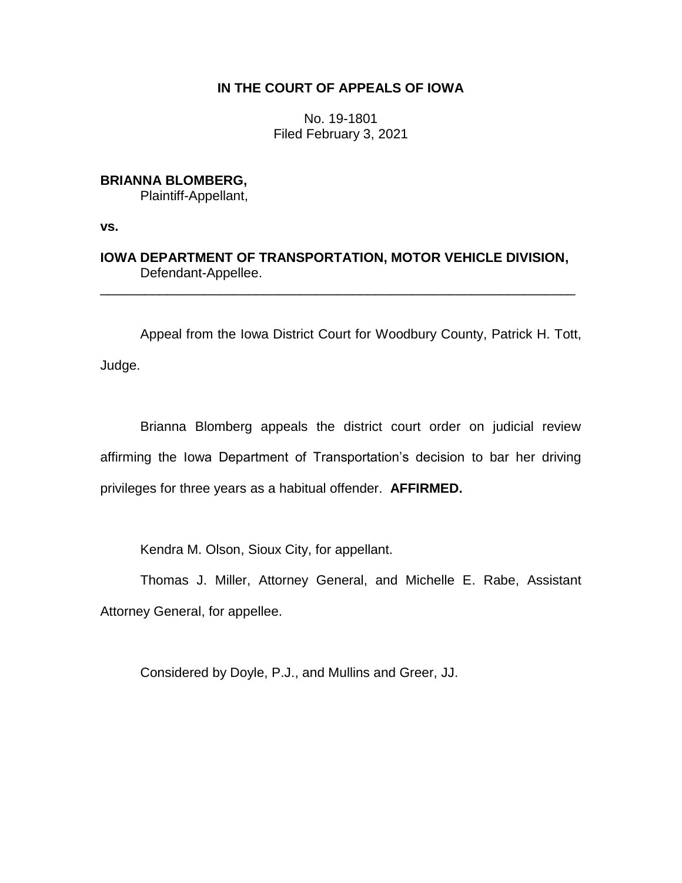**IN THE COURT OF APPEALS OF IOWA**

No. 19-1801
Filed February 3, 2021

**BRIANNA BLOMBERG,**
Plaintiff-Appellant,

**vs.**

**IOWA DEPARTMENT OF TRANSPORTATION, MOTOR VEHICLE DIVISION,**
Defendant-Appellee.

---

Appeal from the Iowa District Court for Woodbury County, Patrick H. Tott, Judge.

Brianna Blomberg appeals the district court order on judicial review affirming the Iowa Department of Transportation's decision to bar her driving privileges for three years as a habitual offender. **AFFIRMED.**

Kendra M. Olson, Sioux City, for appellant.

Thomas J. Miller, Attorney General, and Michelle E. Rabe, Assistant Attorney General, for appellee.

Considered by Doyle, P.J., and Mullins and Greer, JJ.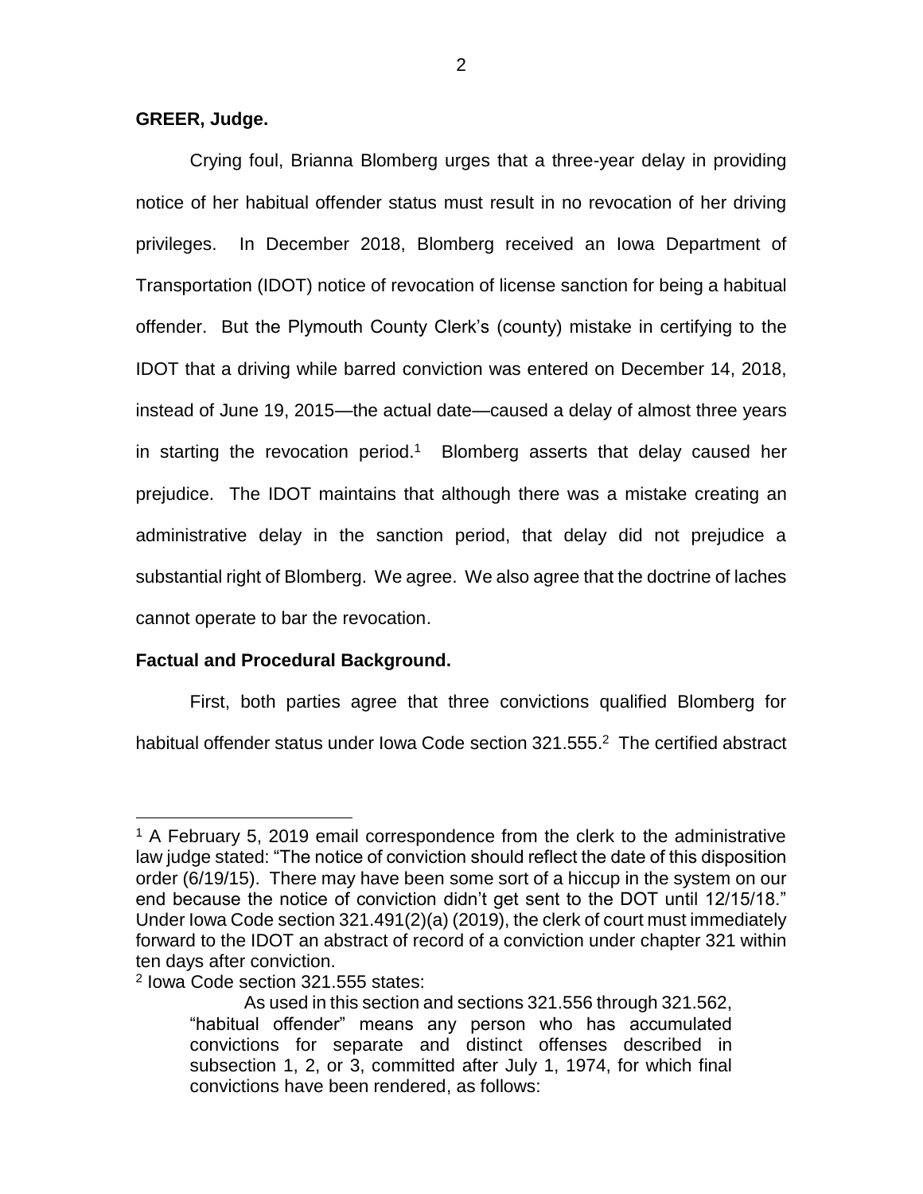**GREER, Judge.**

Crying foul, Brianna Blomberg urges that a three-year delay in providing notice of her habitual offender status must result in no revocation of her driving privileges. In December 2018, Blomberg received an Iowa Department of Transportation (IDOT) notice of revocation of license sanction for being a habitual offender. But the Plymouth County Clerk's (county) mistake in certifying to the IDOT that a driving while barred conviction was entered on December 14, 2018, instead of June 19, 2015—the actual date—caused a delay of almost three years in starting the revocation period.[1] Blomberg asserts that delay caused her prejudice. The IDOT maintains that although there was a mistake creating an administrative delay in the sanction period, that delay did not prejudice a substantial right of Blomberg. We agree. We also agree that the doctrine of laches cannot operate to bar the revocation.

**Factual and Procedural Background.**

First, both parties agree that three convictions qualified Blomberg for habitual offender status under Iowa Code section 321.555.[2] The certified abstract

---

[1] A February 5, 2019 email correspondence from the clerk to the administrative law judge stated: "The notice of conviction should reflect the date of this disposition order (6/19/15). There may have been some sort of a hiccup in the system on our end because the notice of conviction didn't get sent to the DOT until 12/15/18." Under Iowa Code section 321.491(2)(a) (2019), the clerk of court must immediately forward to the IDOT an abstract of record of a conviction under chapter 321 within ten days after conviction.

[2] Iowa Code section 321.555 states:

> As used in this section and sections 321.556 through 321.562, "habitual offender" means any person who has accumulated convictions for separate and distinct offenses described in subsection 1, 2, or 3, committed after July 1, 1974, for which final convictions have been rendered, as follows: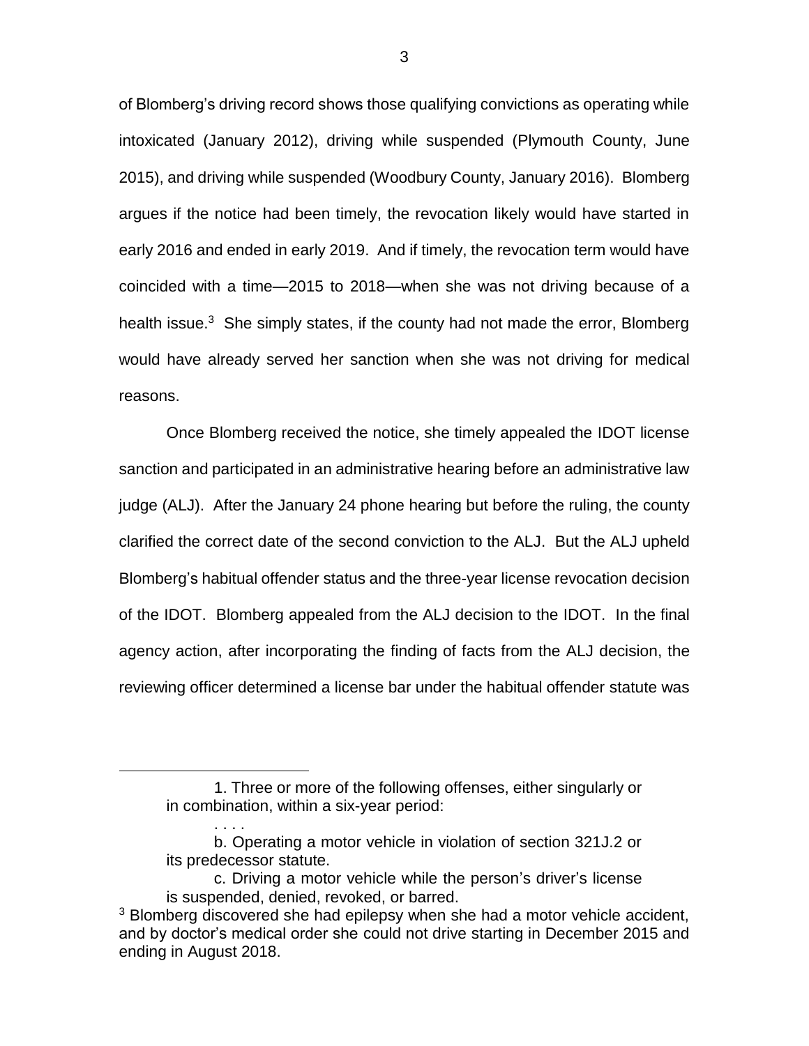of Blomberg's driving record shows those qualifying convictions as operating while intoxicated (January 2012), driving while suspended (Plymouth County, June 2015), and driving while suspended (Woodbury County, January 2016). Blomberg argues if the notice had been timely, the revocation likely would have started in early 2016 and ended in early 2019. And if timely, the revocation term would have coincided with a time—2015 to 2018—when she was not driving because of a health issue.[3] She simply states, if the county had not made the error, Blomberg would have already served her sanction when she was not driving for medical reasons.

Once Blomberg received the notice, she timely appealed the IDOT license sanction and participated in an administrative hearing before an administrative law judge (ALJ). After the January 24 phone hearing but before the ruling, the county clarified the correct date of the second conviction to the ALJ. But the ALJ upheld Blomberg's habitual offender status and the three-year license revocation decision of the IDOT. Blomberg appealed from the ALJ decision to the IDOT. In the final agency action, after incorporating the finding of facts from the ALJ decision, the reviewing officer determined a license bar under the habitual offender statute was

---

> 1. Three or more of the following offenses, either singularly or in combination, within a six-year period:
>
> . . . .
>
> b. Operating a motor vehicle in violation of section 321J.2 or its predecessor statute.
>
> c. Driving a motor vehicle while the person's driver's license is suspended, denied, revoked, or barred.

[3] Blomberg discovered she had epilepsy when she had a motor vehicle accident, and by doctor's medical order she could not drive starting in December 2015 and ending in August 2018.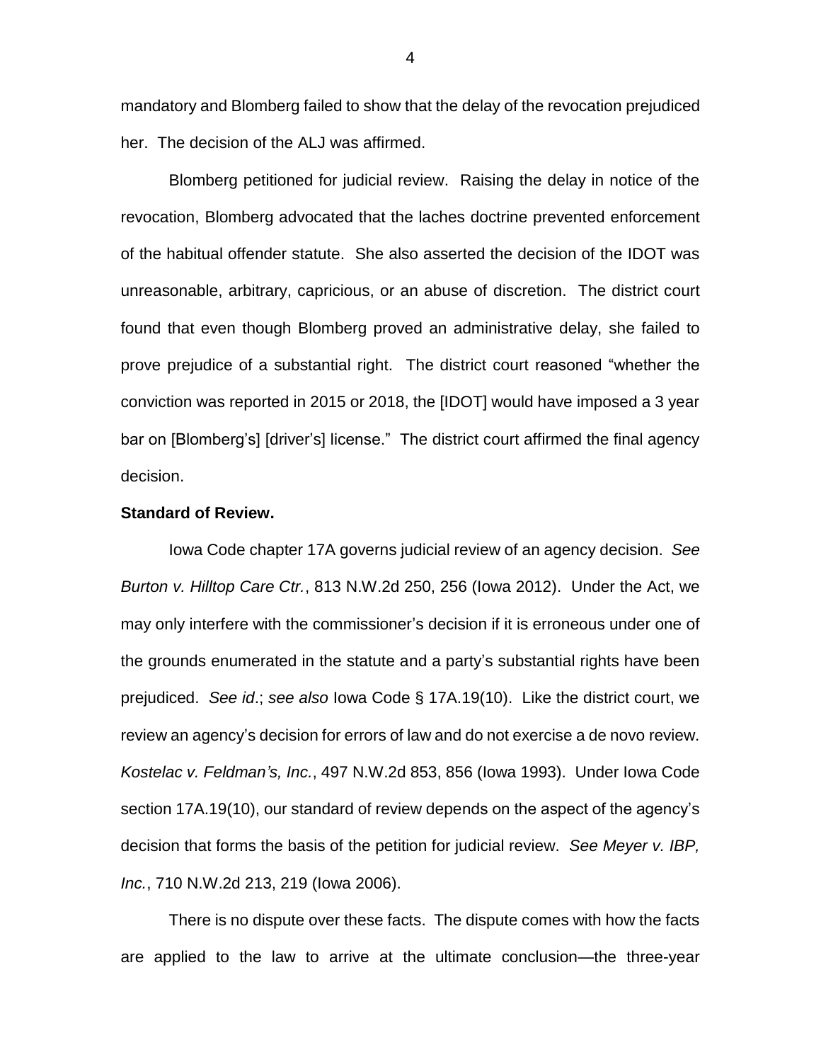mandatory and Blomberg failed to show that the delay of the revocation prejudiced her. The decision of the ALJ was affirmed.

Blomberg petitioned for judicial review. Raising the delay in notice of the revocation, Blomberg advocated that the laches doctrine prevented enforcement of the habitual offender statute. She also asserted the decision of the IDOT was unreasonable, arbitrary, capricious, or an abuse of discretion. The district court found that even though Blomberg proved an administrative delay, she failed to prove prejudice of a substantial right. The district court reasoned "whether the conviction was reported in 2015 or 2018, the [IDOT] would have imposed a 3 year bar on [Blomberg's] [driver's] license." The district court affirmed the final agency decision.

**Standard of Review.**

Iowa Code chapter 17A governs judicial review of an agency decision. *See Burton v. Hilltop Care Ctr.*, 813 N.W.2d 250, 256 (Iowa 2012). Under the Act, we may only interfere with the commissioner's decision if it is erroneous under one of the grounds enumerated in the statute and a party's substantial rights have been prejudiced. *See id*.; *see also* Iowa Code § 17A.19(10). Like the district court, we review an agency's decision for errors of law and do not exercise a de novo review. *Kostelac v. Feldman's, Inc.*, 497 N.W.2d 853, 856 (Iowa 1993). Under Iowa Code section 17A.19(10), our standard of review depends on the aspect of the agency's decision that forms the basis of the petition for judicial review. *See Meyer v. IBP, Inc.*, 710 N.W.2d 213, 219 (Iowa 2006).

There is no dispute over these facts. The dispute comes with how the facts are applied to the law to arrive at the ultimate conclusion—the three-year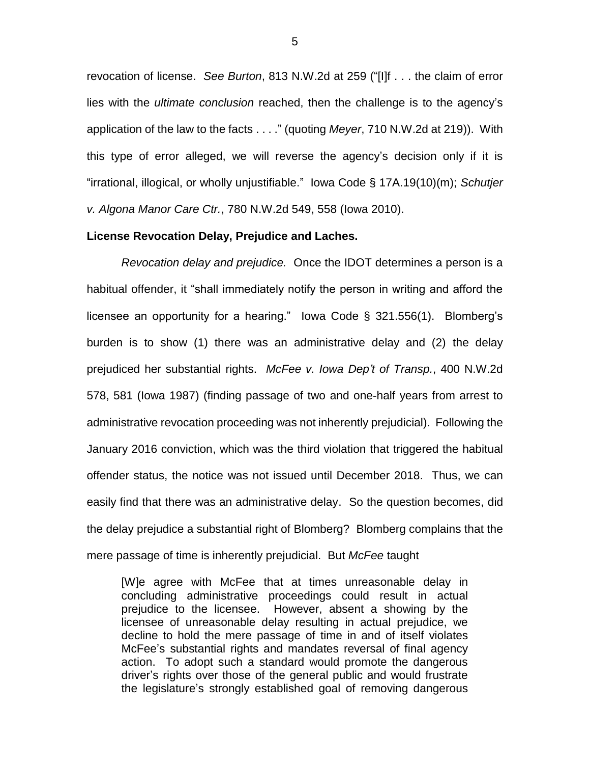revocation of license. *See Burton*, 813 N.W.2d at 259 ("[I]f . . . the claim of error lies with the *ultimate conclusion* reached, then the challenge is to the agency's application of the law to the facts . . . ." (quoting *Meyer*, 710 N.W.2d at 219)). With this type of error alleged, we will reverse the agency's decision only if it is "irrational, illogical, or wholly unjustifiable." Iowa Code § 17A.19(10)(m); *Schutjer v. Algona Manor Care Ctr.*, 780 N.W.2d 549, 558 (Iowa 2010).

**License Revocation Delay, Prejudice and Laches.**

*Revocation delay and prejudice.* Once the IDOT determines a person is a habitual offender, it "shall immediately notify the person in writing and afford the licensee an opportunity for a hearing." Iowa Code § 321.556(1). Blomberg's burden is to show (1) there was an administrative delay and (2) the delay prejudiced her substantial rights. *McFee v. Iowa Dep't of Transp.*, 400 N.W.2d 578, 581 (Iowa 1987) (finding passage of two and one-half years from arrest to administrative revocation proceeding was not inherently prejudicial). Following the January 2016 conviction, which was the third violation that triggered the habitual offender status, the notice was not issued until December 2018. Thus, we can easily find that there was an administrative delay. So the question becomes, did the delay prejudice a substantial right of Blomberg? Blomberg complains that the mere passage of time is inherently prejudicial. But *McFee* taught

> [W]e agree with McFee that at times unreasonable delay in concluding administrative proceedings could result in actual prejudice to the licensee. However, absent a showing by the licensee of unreasonable delay resulting in actual prejudice, we decline to hold the mere passage of time in and of itself violates McFee's substantial rights and mandates reversal of final agency action. To adopt such a standard would promote the dangerous driver's rights over those of the general public and would frustrate the legislature's strongly established goal of removing dangerous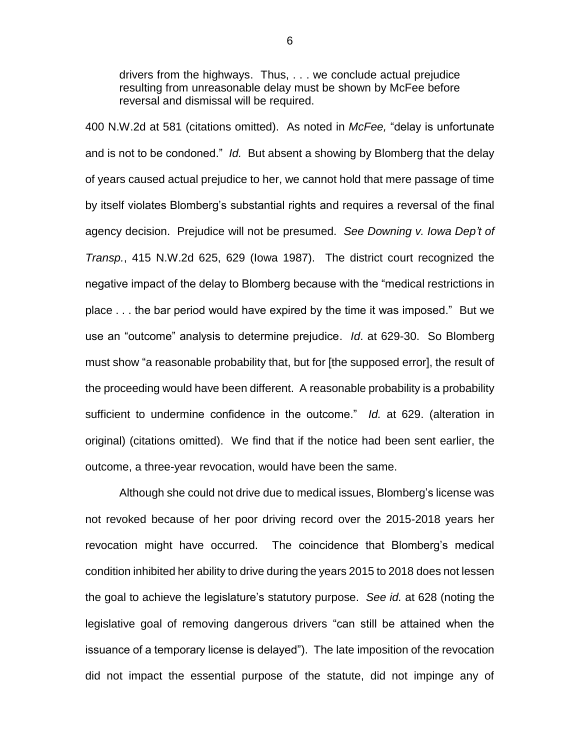> drivers from the highways. Thus, . . . we conclude actual prejudice resulting from unreasonable delay must be shown by McFee before reversal and dismissal will be required.

400 N.W.2d at 581 (citations omitted). As noted in *McFee,* "delay is unfortunate and is not to be condoned." *Id.* But absent a showing by Blomberg that the delay of years caused actual prejudice to her, we cannot hold that mere passage of time by itself violates Blomberg's substantial rights and requires a reversal of the final agency decision. Prejudice will not be presumed. *See Downing v. Iowa Dep't of Transp.*, 415 N.W.2d 625, 629 (Iowa 1987). The district court recognized the negative impact of the delay to Blomberg because with the "medical restrictions in place . . . the bar period would have expired by the time it was imposed." But we use an "outcome" analysis to determine prejudice. *Id*. at 629-30. So Blomberg must show "a reasonable probability that, but for [the supposed error], the result of the proceeding would have been different. A reasonable probability is a probability sufficient to undermine confidence in the outcome." *Id.* at 629. (alteration in original) (citations omitted). We find that if the notice had been sent earlier, the outcome, a three-year revocation, would have been the same.

Although she could not drive due to medical issues, Blomberg's license was not revoked because of her poor driving record over the 2015-2018 years her revocation might have occurred. The coincidence that Blomberg's medical condition inhibited her ability to drive during the years 2015 to 2018 does not lessen the goal to achieve the legislature's statutory purpose. *See id.* at 628 (noting the legislative goal of removing dangerous drivers "can still be attained when the issuance of a temporary license is delayed"). The late imposition of the revocation did not impact the essential purpose of the statute, did not impinge any of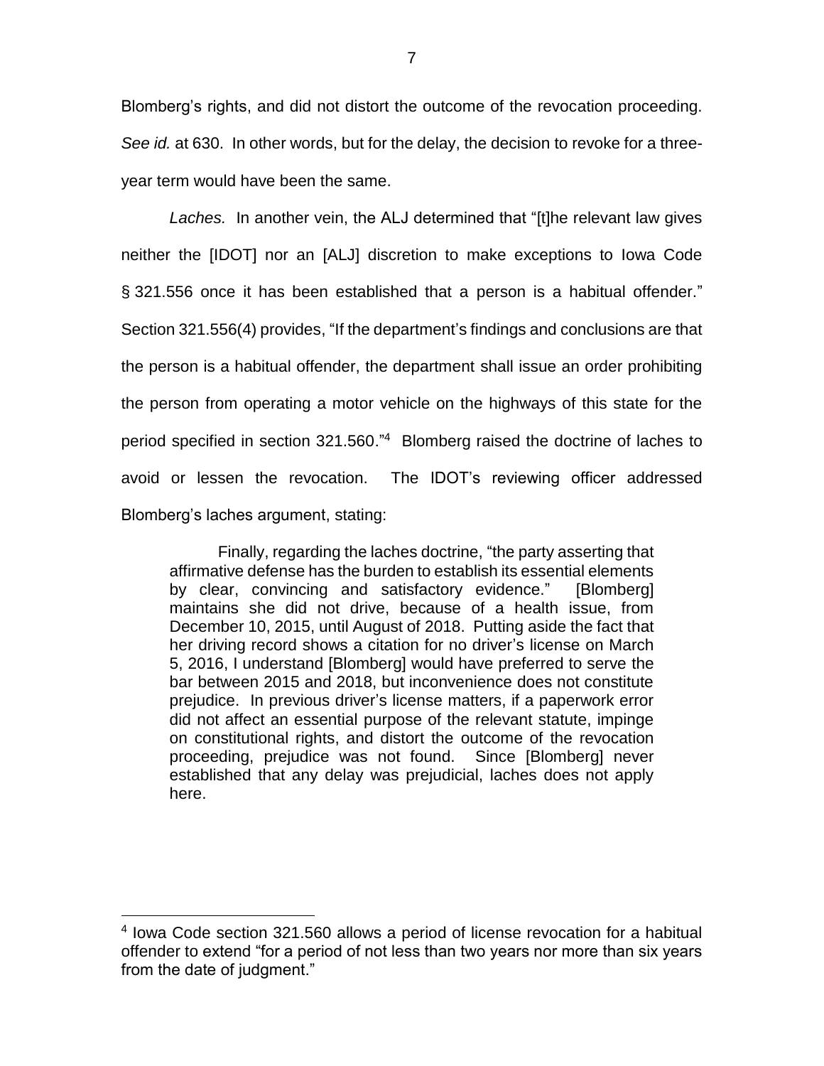Blomberg's rights, and did not distort the outcome of the revocation proceeding. *See id.* at 630. In other words, but for the delay, the decision to revoke for a three-year term would have been the same.

*Laches.* In another vein, the ALJ determined that "[t]he relevant law gives neither the [IDOT] nor an [ALJ] discretion to make exceptions to Iowa Code § 321.556 once it has been established that a person is a habitual offender." Section 321.556(4) provides, "If the department's findings and conclusions are that the person is a habitual offender, the department shall issue an order prohibiting the person from operating a motor vehicle on the highways of this state for the period specified in section 321.560."[4] Blomberg raised the doctrine of laches to avoid or lessen the revocation. The IDOT's reviewing officer addressed Blomberg's laches argument, stating:

> Finally, regarding the laches doctrine, "the party asserting that affirmative defense has the burden to establish its essential elements by clear, convincing and satisfactory evidence." [Blomberg] maintains she did not drive, because of a health issue, from December 10, 2015, until August of 2018. Putting aside the fact that her driving record shows a citation for no driver's license on March 5, 2016, I understand [Blomberg] would have preferred to serve the bar between 2015 and 2018, but inconvenience does not constitute prejudice. In previous driver's license matters, if a paperwork error did not affect an essential purpose of the relevant statute, impinge on constitutional rights, and distort the outcome of the revocation proceeding, prejudice was not found. Since [Blomberg] never established that any delay was prejudicial, laches does not apply here.

---

[4] Iowa Code section 321.560 allows a period of license revocation for a habitual offender to extend "for a period of not less than two years nor more than six years from the date of judgment."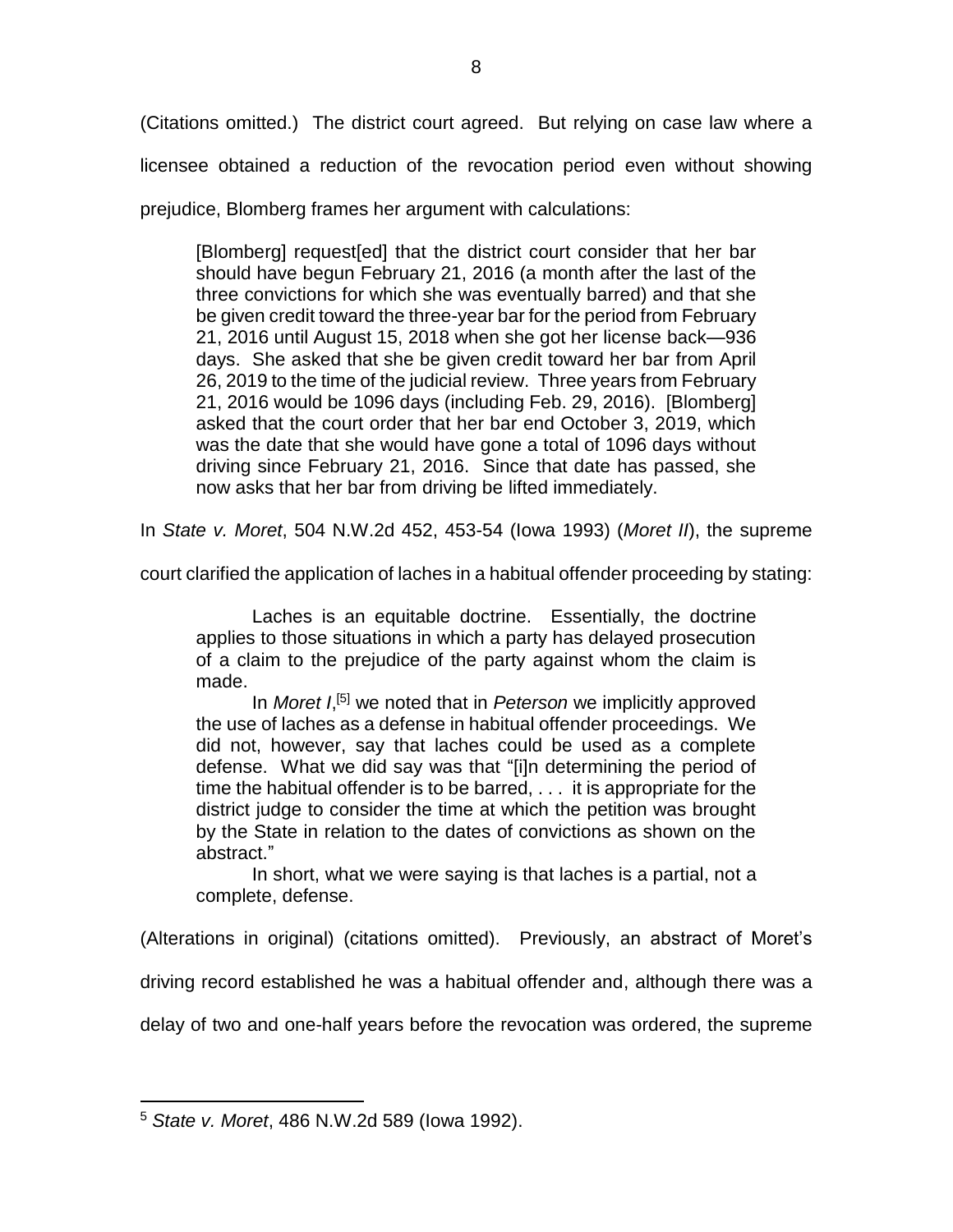(Citations omitted.) The district court agreed. But relying on case law where a licensee obtained a reduction of the revocation period even without showing prejudice, Blomberg frames her argument with calculations:

> [Blomberg] request[ed] that the district court consider that her bar should have begun February 21, 2016 (a month after the last of the three convictions for which she was eventually barred) and that she be given credit toward the three-year bar for the period from February 21, 2016 until August 15, 2018 when she got her license back—936 days. She asked that she be given credit toward her bar from April 26, 2019 to the time of the judicial review. Three years from February 21, 2016 would be 1096 days (including Feb. 29, 2016). [Blomberg] asked that the court order that her bar end October 3, 2019, which was the date that she would have gone a total of 1096 days without driving since February 21, 2016. Since that date has passed, she now asks that her bar from driving be lifted immediately.

In *State v. Moret*, 504 N.W.2d 452, 453-54 (Iowa 1993) (*Moret II*), the supreme court clarified the application of laches in a habitual offender proceeding by stating:

> Laches is an equitable doctrine. Essentially, the doctrine applies to those situations in which a party has delayed prosecution of a claim to the prejudice of the party against whom the claim is made.
>
> In *Moret I*,[5] we noted that in *Peterson* we implicitly approved the use of laches as a defense in habitual offender proceedings. We did not, however, say that laches could be used as a complete defense. What we did say was that "[i]n determining the period of time the habitual offender is to be barred, . . . it is appropriate for the district judge to consider the time at which the petition was brought by the State in relation to the dates of convictions as shown on the abstract."
>
> In short, what we were saying is that laches is a partial, not a complete, defense.

(Alterations in original) (citations omitted). Previously, an abstract of Moret's driving record established he was a habitual offender and, although there was a delay of two and one-half years before the revocation was ordered, the supreme

---

[5] *State v. Moret*, 486 N.W.2d 589 (Iowa 1992).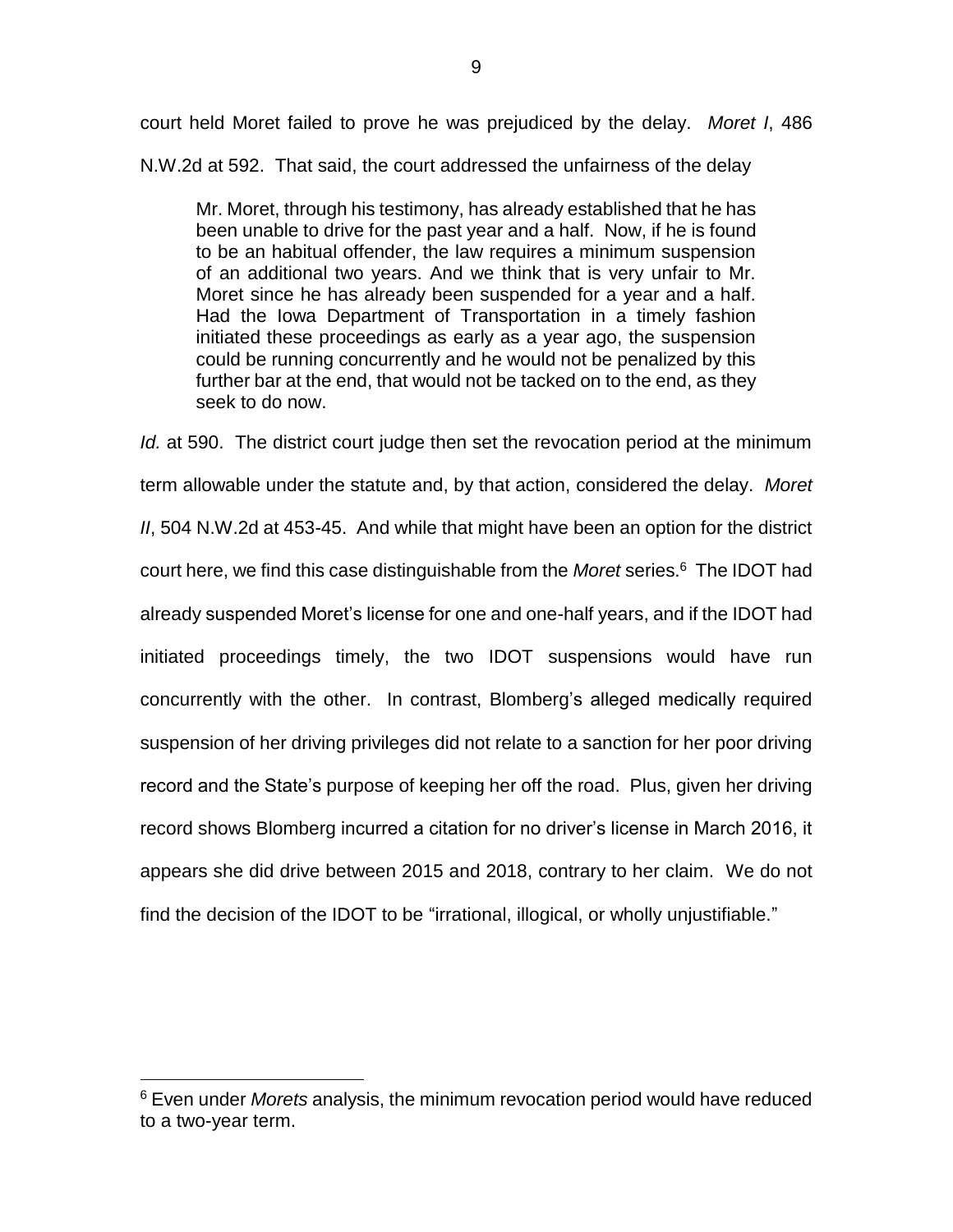court held Moret failed to prove he was prejudiced by the delay. *Moret I*, 486 N.W.2d at 592. That said, the court addressed the unfairness of the delay

> Mr. Moret, through his testimony, has already established that he has been unable to drive for the past year and a half. Now, if he is found to be an habitual offender, the law requires a minimum suspension of an additional two years. And we think that is very unfair to Mr. Moret since he has already been suspended for a year and a half. Had the Iowa Department of Transportation in a timely fashion initiated these proceedings as early as a year ago, the suspension could be running concurrently and he would not be penalized by this further bar at the end, that would not be tacked on to the end, as they seek to do now.

*Id.* at 590. The district court judge then set the revocation period at the minimum term allowable under the statute and, by that action, considered the delay. *Moret II*, 504 N.W.2d at 453-45. And while that might have been an option for the district court here, we find this case distinguishable from the *Moret* series.[6] The IDOT had already suspended Moret's license for one and one-half years, and if the IDOT had initiated proceedings timely, the two IDOT suspensions would have run concurrently with the other. In contrast, Blomberg's alleged medically required suspension of her driving privileges did not relate to a sanction for her poor driving record and the State's purpose of keeping her off the road. Plus, given her driving record shows Blomberg incurred a citation for no driver's license in March 2016, it appears she did drive between 2015 and 2018, contrary to her claim. We do not find the decision of the IDOT to be "irrational, illogical, or wholly unjustifiable."

---

[6] Even under *Morets* analysis, the minimum revocation period would have reduced to a two-year term.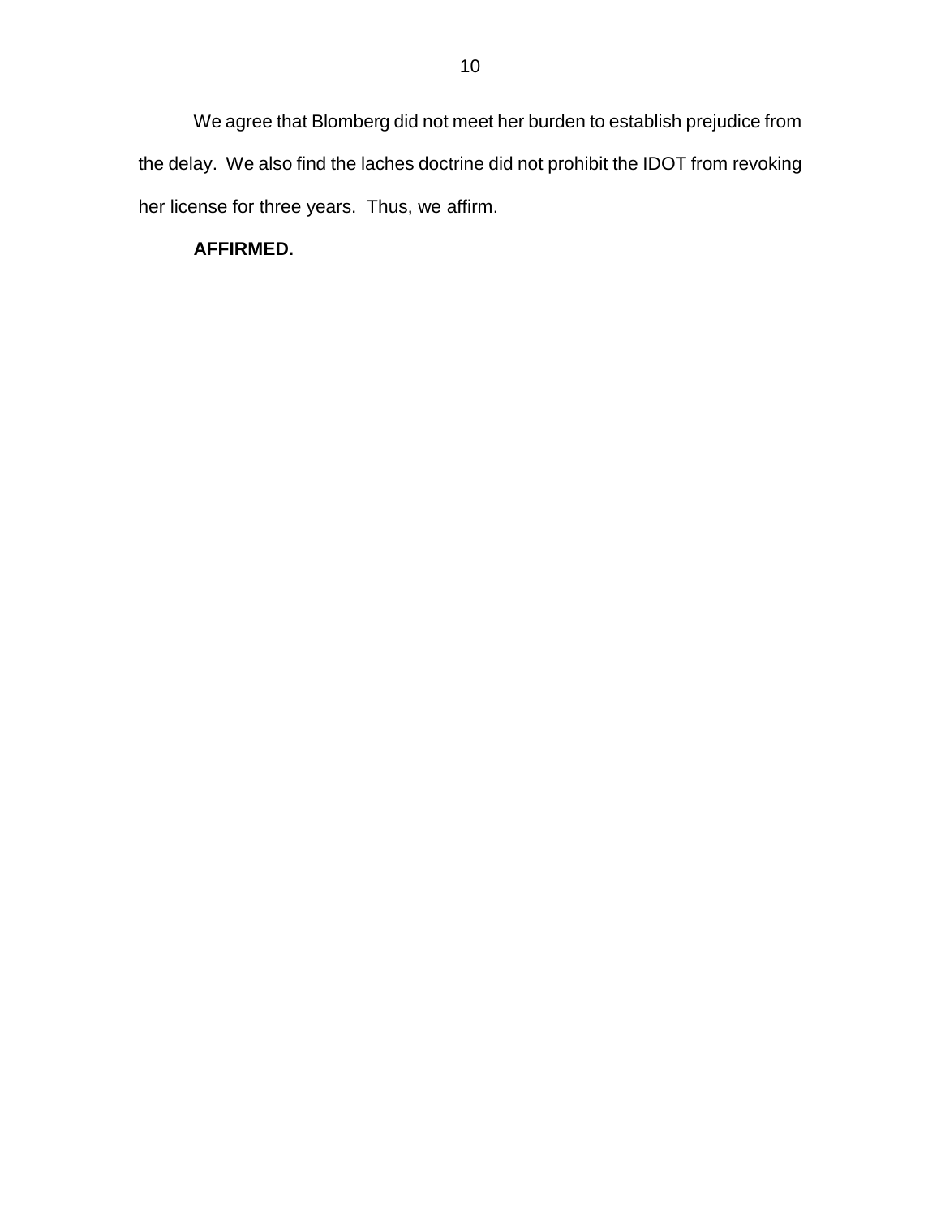We agree that Blomberg did not meet her burden to establish prejudice from the delay. We also find the laches doctrine did not prohibit the IDOT from revoking her license for three years. Thus, we affirm.

**AFFIRMED.**